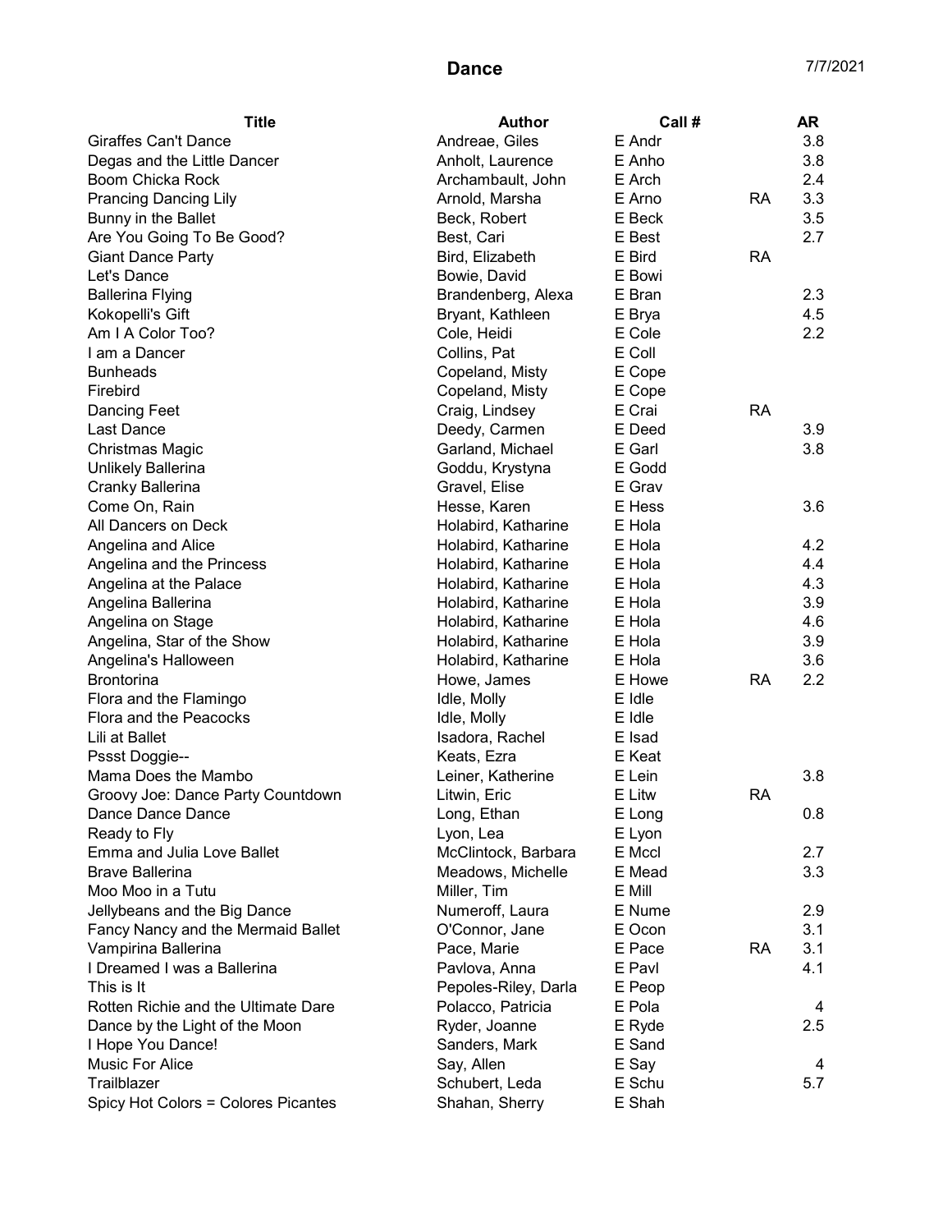# Dance

7/7/2021

| Title | Author | Call # | | AR |
|---|---|---|---|---|
| Giraffes Can't Dance | Andreae, Giles | E Andr | | 3.8 |
| Degas and the Little Dancer | Anholt, Laurence | E Anho | | 3.8 |
| Boom Chicka Rock | Archambault, John | E Arch | | 2.4 |
| Prancing Dancing Lily | Arnold, Marsha | E Arno | RA | 3.3 |
| Bunny in the Ballet | Beck, Robert | E Beck | | 3.5 |
| Are You Going To Be Good? | Best, Cari | E Best | | 2.7 |
| Giant Dance Party | Bird, Elizabeth | E Bird | RA | |
| Let's Dance | Bowie, David | E Bowi | | |
| Ballerina Flying | Brandenberg, Alexa | E Bran | | 2.3 |
| Kokopelli's Gift | Bryant, Kathleen | E Brya | | 4.5 |
| Am I A Color Too? | Cole, Heidi | E Cole | | 2.2 |
| I am a Dancer | Collins, Pat | E Coll | | |
| Bunheads | Copeland, Misty | E Cope | | |
| Firebird | Copeland, Misty | E Cope | | |
| Dancing Feet | Craig, Lindsey | E Crai | RA | |
| Last Dance | Deedy, Carmen | E Deed | | 3.9 |
| Christmas Magic | Garland, Michael | E Garl | | 3.8 |
| Unlikely Ballerina | Goddu, Krystyna | E Godd | | |
| Cranky Ballerina | Gravel, Elise | E Grav | | |
| Come On, Rain | Hesse, Karen | E Hess | | 3.6 |
| All Dancers on Deck | Holabird, Katharine | E Hola | | |
| Angelina and Alice | Holabird, Katharine | E Hola | | 4.2 |
| Angelina and the Princess | Holabird, Katharine | E Hola | | 4.4 |
| Angelina at the Palace | Holabird, Katharine | E Hola | | 4.3 |
| Angelina Ballerina | Holabird, Katharine | E Hola | | 3.9 |
| Angelina on Stage | Holabird, Katharine | E Hola | | 4.6 |
| Angelina, Star of the Show | Holabird, Katharine | E Hola | | 3.9 |
| Angelina's Halloween | Holabird, Katharine | E Hola | | 3.6 |
| Brontorina | Howe, James | E Howe | RA | 2.2 |
| Flora and the Flamingo | Idle, Molly | E Idle | | |
| Flora and the Peacocks | Idle, Molly | E Idle | | |
| Lili at Ballet | Isadora, Rachel | E Isad | | |
| Pssst Doggie-- | Keats, Ezra | E Keat | | |
| Mama Does the Mambo | Leiner, Katherine | E Lein | | 3.8 |
| Groovy Joe: Dance Party Countdown | Litwin, Eric | E Litw | RA | |
| Dance Dance Dance | Long, Ethan | E Long | | 0.8 |
| Ready to Fly | Lyon, Lea | E Lyon | | |
| Emma and Julia Love Ballet | McClintock, Barbara | E Mccl | | 2.7 |
| Brave Ballerina | Meadows, Michelle | E Mead | | 3.3 |
| Moo Moo in a Tutu | Miller, Tim | E Mill | | |
| Jellybeans and the Big Dance | Numeroff, Laura | E Nume | | 2.9 |
| Fancy Nancy and the Mermaid Ballet | O'Connor, Jane | E Ocon | | 3.1 |
| Vampirina Ballerina | Pace, Marie | E Pace | RA | 3.1 |
| I Dreamed I was a Ballerina | Pavlova, Anna | E Pavl | | 4.1 |
| This is It | Pepoles-Riley, Darla | E Peop | | |
| Rotten Richie and the Ultimate Dare | Polacco, Patricia | E Pola | | 4 |
| Dance by the Light of the Moon | Ryder, Joanne | E Ryde | | 2.5 |
| I Hope You Dance! | Sanders, Mark | E Sand | | |
| Music For Alice | Say, Allen | E Say | | 4 |
| Trailblazer | Schubert, Leda | E Schu | | 5.7 |
| Spicy Hot Colors = Colores Picantes | Shahan, Sherry | E Shah | | |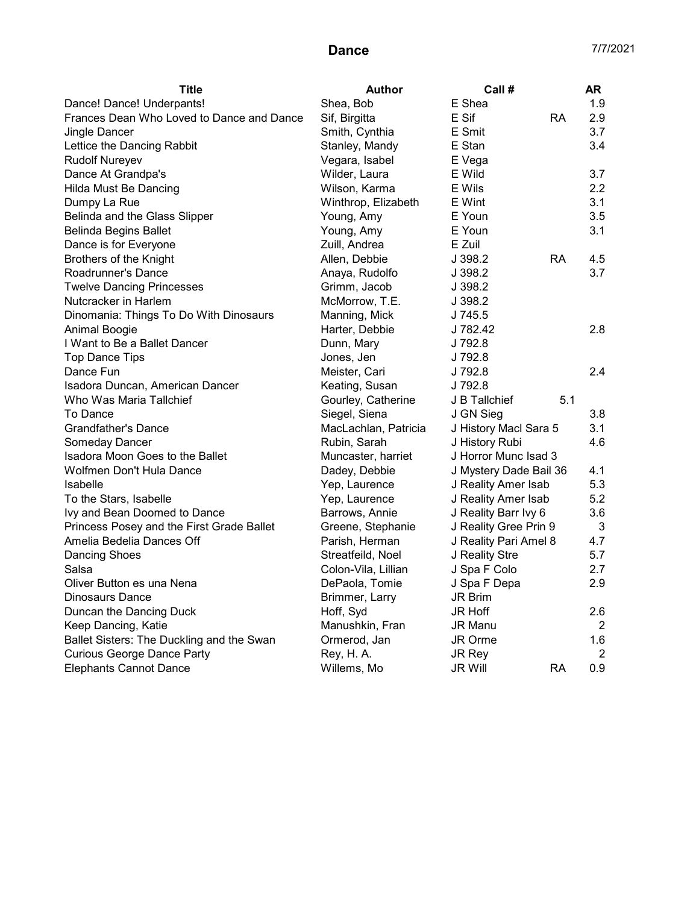| Title | Author | Call # | | AR |
|---|---|---|---|---|
| Dance! Dance! Underpants! | Shea, Bob | E Shea | | 1.9 |
| Frances Dean Who Loved to Dance and Dance | Sif, Birgitta | E Sif | RA | 2.9 |
| Jingle Dancer | Smith, Cynthia | E Smit | | 3.7 |
| Lettice the Dancing Rabbit | Stanley, Mandy | E Stan | | 3.4 |
| Rudolf Nureyev | Vegara, Isabel | E Vega | | |
| Dance At Grandpa's | Wilder, Laura | E Wild | | 3.7 |
| Hilda Must Be Dancing | Wilson, Karma | E Wils | | 2.2 |
| Dumpy La Rue | Winthrop, Elizabeth | E Wint | | 3.1 |
| Belinda and the Glass Slipper | Young, Amy | E Youn | | 3.5 |
| Belinda Begins Ballet | Young, Amy | E Youn | | 3.1 |
| Dance is for Everyone | Zuill, Andrea | E Zuil | | |
| Brothers of the Knight | Allen, Debbie | J 398.2 | RA | 4.5 |
| Roadrunner's Dance | Anaya, Rudolfo | J 398.2 | | 3.7 |
| Twelve Dancing Princesses | Grimm, Jacob | J 398.2 | | |
| Nutcracker in Harlem | McMorrow, T.E. | J 398.2 | | |
| Dinomania: Things To Do With Dinosaurs | Manning, Mick | J 745.5 | | |
| Animal Boogie | Harter, Debbie | J 782.42 | | 2.8 |
| I Want to Be a Ballet Dancer | Dunn, Mary | J 792.8 | | |
| Top Dance Tips | Jones, Jen | J 792.8 | | |
| Dance Fun | Meister, Cari | J 792.8 | | 2.4 |
| Isadora Duncan, American Dancer | Keating, Susan | J 792.8 | | |
| Who Was Maria Tallchief | Gourley, Catherine | J B Tallchief | 5.1 | |
| To Dance | Siegel, Siena | J GN Sieg | | 3.8 |
| Grandfather's Dance | MacLachlan, Patricia | J History Macl Sara 5 | | 3.1 |
| Someday Dancer | Rubin, Sarah | J History Rubi | | 4.6 |
| Isadora Moon Goes to the Ballet | Muncaster, harriet | J Horror Munc Isad 3 | | |
| Wolfmen Don't Hula Dance | Dadey, Debbie | J Mystery Dade Bail 36 | | 4.1 |
| Isabelle | Yep, Laurence | J Reality Amer Isab | | 5.3 |
| To the Stars, Isabelle | Yep, Laurence | J Reality Amer Isab | | 5.2 |
| Ivy and Bean Doomed to Dance | Barrows, Annie | J Reality Barr Ivy 6 | | 3.6 |
| Princess Posey and the First Grade Ballet | Greene, Stephanie | J Reality Gree Prin 9 | | 3 |
| Amelia Bedelia Dances Off | Parish, Herman | J Reality Pari Amel 8 | | 4.7 |
| Dancing Shoes | Streatfeild, Noel | J Reality Stre | | 5.7 |
| Salsa | Colon-Vila, Lillian | J Spa F Colo | | 2.7 |
| Oliver Button es una Nena | DePaola, Tomie | J Spa F Depa | | 2.9 |
| Dinosaurs Dance | Brimmer, Larry | JR Brim | | |
| Duncan the Dancing Duck | Hoff, Syd | JR Hoff | | 2.6 |
| Keep Dancing, Katie | Manushkin, Fran | JR Manu | | 2 |
| Ballet Sisters: The Duckling and the Swan | Ormerod, Jan | JR Orme | | 1.6 |
| Curious George Dance Party | Rey, H. A. | JR Rey | | 2 |
| Elephants Cannot Dance | Willems, Mo | JR Will | RA | 0.9 |